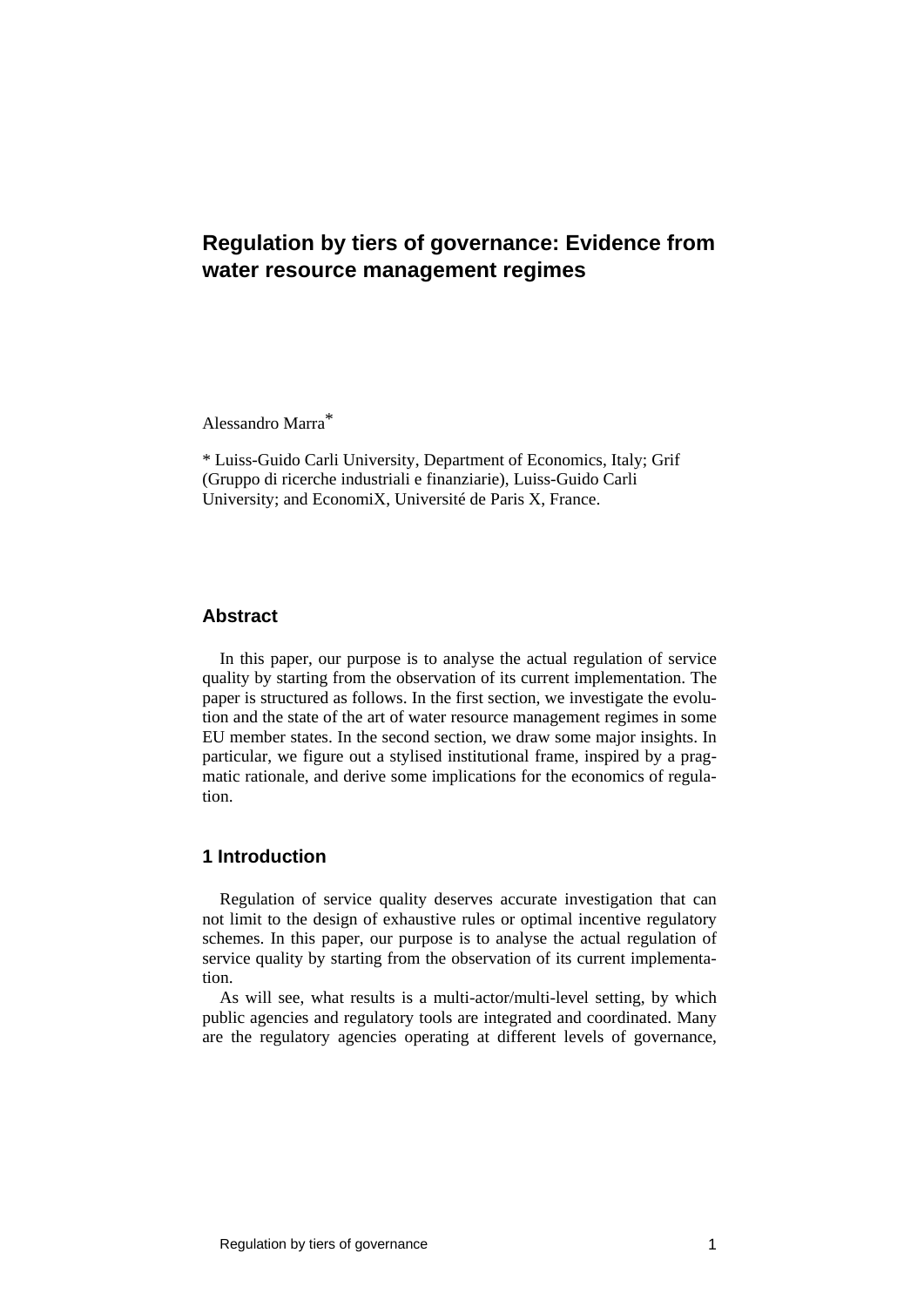# Regulation by tiers of governance: Evidence from water resource management regimes

Alessandro Marra*

* Luiss-Guido Carli University, Department of Economics, Italy; Grif (Gruppo di ricerche industriali e finanziarie), Luiss-Guido Carli University; and EconomiX, Université de Paris X, France.

## Abstract

In this paper, our purpose is to analyse the actual regulation of service quality by starting from the observation of its current implementation. The paper is structured as follows. In the first section, we investigate the evolution and the state of the art of water resource management regimes in some EU member states. In the second section, we draw some major insights. In particular, we figure out a stylised institutional frame, inspired by a pragmatic rationale, and derive some implications for the economics of regulation.

## 1 Introduction

Regulation of service quality deserves accurate investigation that can not limit to the design of exhaustive rules or optimal incentive regulatory schemes. In this paper, our purpose is to analyse the actual regulation of service quality by starting from the observation of its current implementation.

As will see, what results is a multi-actor/multi-level setting, by which public agencies and regulatory tools are integrated and coordinated. Many are the regulatory agencies operating at different levels of governance,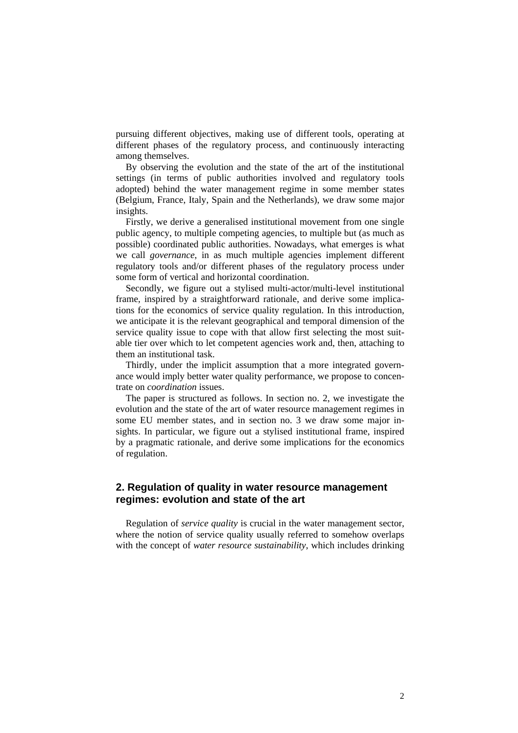pursuing different objectives, making use of different tools, operating at different phases of the regulatory process, and continuously interacting among themselves.

By observing the evolution and the state of the art of the institutional settings (in terms of public authorities involved and regulatory tools adopted) behind the water management regime in some member states (Belgium, France, Italy, Spain and the Netherlands), we draw some major insights.

Firstly, we derive a generalised institutional movement from one single public agency, to multiple competing agencies, to multiple but (as much as possible) coordinated public authorities. Nowadays, what emerges is what we call *governance*, in as much multiple agencies implement different regulatory tools and/or different phases of the regulatory process under some form of vertical and horizontal coordination.

Secondly, we figure out a stylised multi-actor/multi-level institutional frame, inspired by a straightforward rationale, and derive some implications for the economics of service quality regulation. In this introduction, we anticipate it is the relevant geographical and temporal dimension of the service quality issue to cope with that allow first selecting the most suitable tier over which to let competent agencies work and, then, attaching to them an institutional task.

Thirdly, under the implicit assumption that a more integrated governance would imply better water quality performance, we propose to concentrate on *coordination* issues.

The paper is structured as follows. In section no. 2, we investigate the evolution and the state of the art of water resource management regimes in some EU member states, and in section no. 3 we draw some major insights. In particular, we figure out a stylised institutional frame, inspired by a pragmatic rationale, and derive some implications for the economics of regulation.

## 2. Regulation of quality in water resource management regimes: evolution and state of the art

Regulation of *service quality* is crucial in the water management sector, where the notion of service quality usually referred to somehow overlaps with the concept of *water resource sustainability*, which includes drinking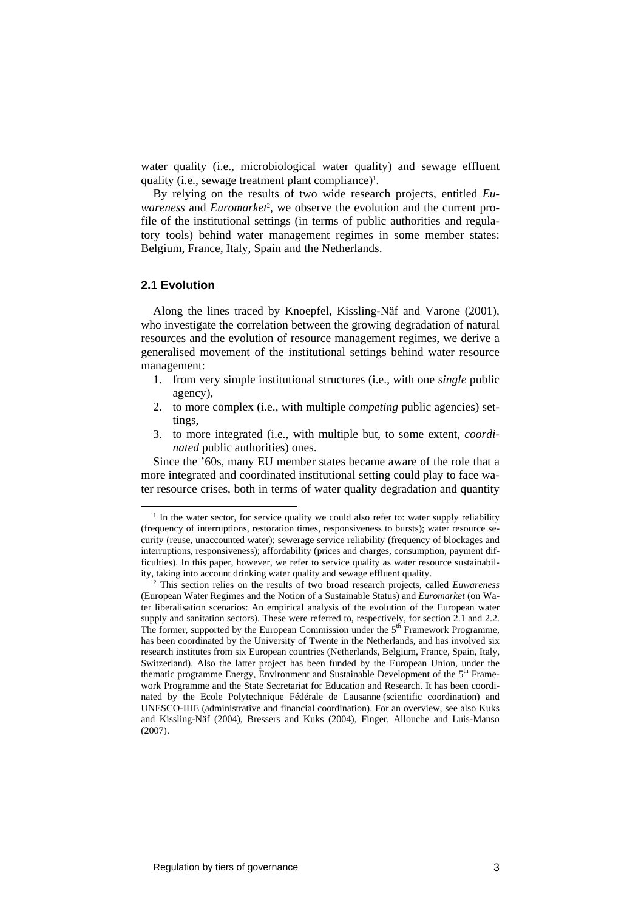water quality (i.e., microbiological water quality) and sewage effluent quality (i.e., sewage treatment plant compliance)[1].

By relying on the results of two wide research projects, entitled *Euwareness* and *Euromarket*[2], we observe the evolution and the current profile of the institutional settings (in terms of public authorities and regulatory tools) behind water management regimes in some member states: Belgium, France, Italy, Spain and the Netherlands.

### 2.1 Evolution

Along the lines traced by Knoepfel, Kissling-Näf and Varone (2001), who investigate the correlation between the growing degradation of natural resources and the evolution of resource management regimes, we derive a generalised movement of the institutional settings behind water resource management:

1. from very simple institutional structures (i.e., with one *single* public agency),
2. to more complex (i.e., with multiple *competing* public agencies) settings,
3. to more integrated (i.e., with multiple but, to some extent, *coordinated* public authorities) ones.

Since the '60s, many EU member states became aware of the role that a more integrated and coordinated institutional setting could play to face water resource crises, both in terms of water quality degradation and quantity

---

[1] In the water sector, for service quality we could also refer to: water supply reliability (frequency of interruptions, restoration times, responsiveness to bursts); water resource security (reuse, unaccounted water); sewerage service reliability (frequency of blockages and interruptions, responsiveness); affordability (prices and charges, consumption, payment difficulties). In this paper, however, we refer to service quality as water resource sustainability, taking into account drinking water quality and sewage effluent quality.

[2] This section relies on the results of two broad research projects, called *Euwareness* (European Water Regimes and the Notion of a Sustainable Status) and *Euromarket* (on Water liberalisation scenarios: An empirical analysis of the evolution of the European water supply and sanitation sectors). These were referred to, respectively, for section 2.1 and 2.2. The former, supported by the European Commission under the 5th Framework Programme, has been coordinated by the University of Twente in the Netherlands, and has involved six research institutes from six European countries (Netherlands, Belgium, France, Spain, Italy, Switzerland). Also the latter project has been funded by the European Union, under the thematic programme Energy, Environment and Sustainable Development of the 5th Framework Programme and the State Secretariat for Education and Research. It has been coordinated by the Ecole Polytechnique Fédérale de Lausanne (scientific coordination) and UNESCO-IHE (administrative and financial coordination). For an overview, see also Kuks and Kissling-Näf (2004), Bressers and Kuks (2004), Finger, Allouche and Luis-Manso (2007).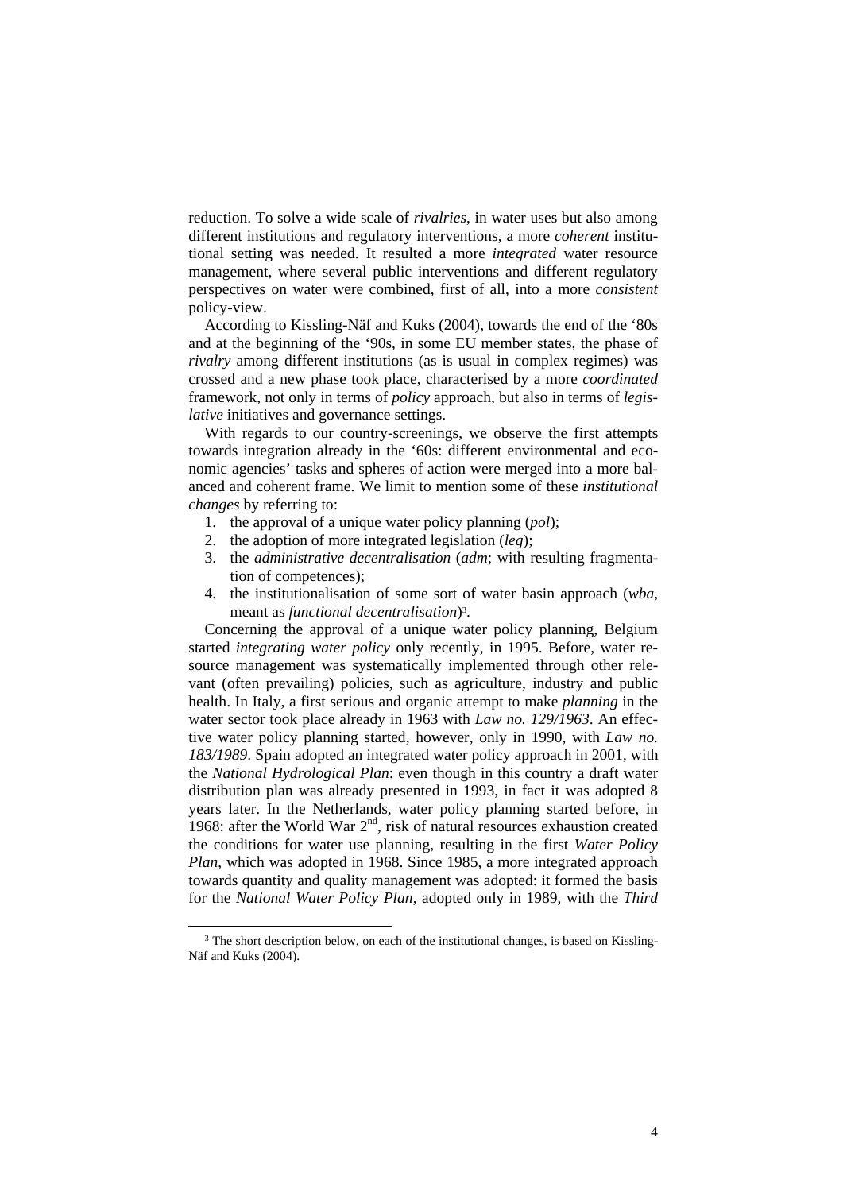reduction. To solve a wide scale of *rivalries*, in water uses but also among different institutions and regulatory interventions, a more *coherent* institutional setting was needed. It resulted a more *integrated* water resource management, where several public interventions and different regulatory perspectives on water were combined, first of all, into a more *consistent* policy-view.

According to Kissling-Näf and Kuks (2004), towards the end of the '80s and at the beginning of the '90s, in some EU member states, the phase of *rivalry* among different institutions (as is usual in complex regimes) was crossed and a new phase took place, characterised by a more *coordinated* framework, not only in terms of *policy* approach, but also in terms of *legislative* initiatives and governance settings.

With regards to our country-screenings, we observe the first attempts towards integration already in the '60s: different environmental and economic agencies' tasks and spheres of action were merged into a more balanced and coherent frame. We limit to mention some of these *institutional changes* by referring to:

1. the approval of a unique water policy planning (*pol*);
2. the adoption of more integrated legislation (*leg*);
3. the *administrative decentralisation* (*adm*; with resulting fragmentation of competences);
4. the institutionalisation of some sort of water basin approach (*wba*, meant as *functional decentralisation*)[3].

Concerning the approval of a unique water policy planning, Belgium started *integrating water policy* only recently, in 1995. Before, water resource management was systematically implemented through other relevant (often prevailing) policies, such as agriculture, industry and public health. In Italy, a first serious and organic attempt to make *planning* in the water sector took place already in 1963 with *Law no. 129/1963*. An effective water policy planning started, however, only in 1990, with *Law no. 183/1989*. Spain adopted an integrated water policy approach in 2001, with the *National Hydrological Plan*: even though in this country a draft water distribution plan was already presented in 1993, in fact it was adopted 8 years later. In the Netherlands, water policy planning started before, in 1968: after the World War 2nd, risk of natural resources exhaustion created the conditions for water use planning, resulting in the first *Water Policy Plan*, which was adopted in 1968. Since 1985, a more integrated approach towards quantity and quality management was adopted: it formed the basis for the *National Water Policy Plan*, adopted only in 1989, with the *Third*

[3] The short description below, on each of the institutional changes, is based on Kissling-Näf and Kuks (2004).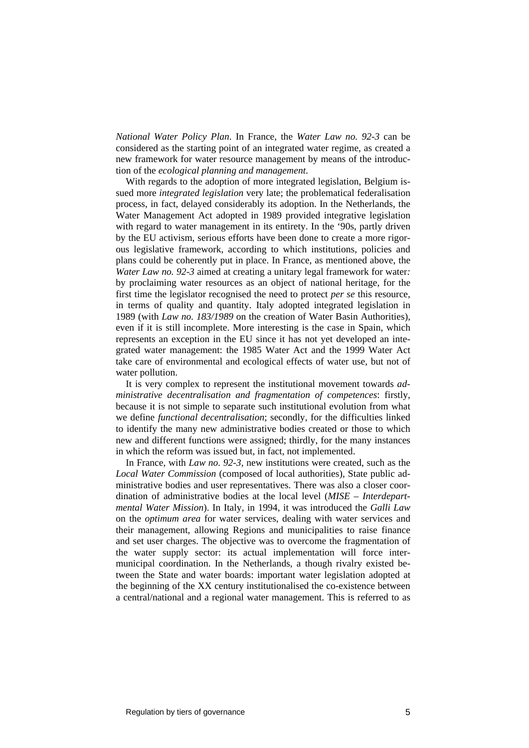*National Water Policy Plan*. In France, the *Water Law no. 92-3* can be considered as the starting point of an integrated water regime, as created a new framework for water resource management by means of the introduction of the *ecological planning and management.*

With regards to the adoption of more integrated legislation, Belgium issued more *integrated legislation* very late; the problematical federalisation process, in fact, delayed considerably its adoption. In the Netherlands, the Water Management Act adopted in 1989 provided integrative legislation with regard to water management in its entirety. In the '90s, partly driven by the EU activism, serious efforts have been done to create a more rigorous legislative framework, according to which institutions, policies and plans could be coherently put in place. In France, as mentioned above, the *Water Law no. 92-3* aimed at creating a unitary legal framework for water*:* by proclaiming water resources as an object of national heritage, for the first time the legislator recognised the need to protect *per se* this resource, in terms of quality and quantity. Italy adopted integrated legislation in 1989 (with *Law no. 183/1989* on the creation of Water Basin Authorities), even if it is still incomplete. More interesting is the case in Spain, which represents an exception in the EU since it has not yet developed an integrated water management: the 1985 Water Act and the 1999 Water Act take care of environmental and ecological effects of water use, but not of water pollution.

It is very complex to represent the institutional movement towards *administrative decentralisation and fragmentation of competences*: firstly, because it is not simple to separate such institutional evolution from what we define *functional decentralisation*; secondly, for the difficulties linked to identify the many new administrative bodies created or those to which new and different functions were assigned; thirdly, for the many instances in which the reform was issued but, in fact, not implemented.

In France, with *Law no. 92-3*, new institutions were created, such as the *Local Water Commission* (composed of local authorities), State public administrative bodies and user representatives. There was also a closer coordination of administrative bodies at the local level (*MISE – Interdepartmental Water Mission*). In Italy, in 1994, it was introduced the *Galli Law* on the *optimum area* for water services, dealing with water services and their management, allowing Regions and municipalities to raise finance and set user charges. The objective was to overcome the fragmentation of the water supply sector: its actual implementation will force intermunicipal coordination. In the Netherlands, a though rivalry existed between the State and water boards: important water legislation adopted at the beginning of the XX century institutionalised the co-existence between a central/national and a regional water management. This is referred to as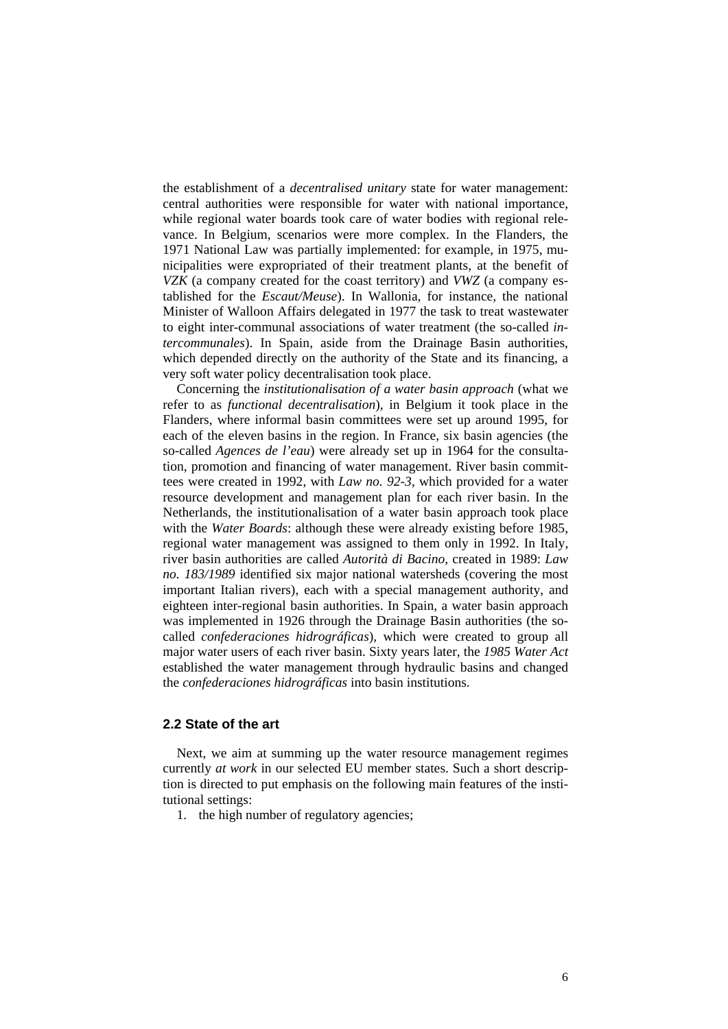the establishment of a *decentralised unitary* state for water management: central authorities were responsible for water with national importance, while regional water boards took care of water bodies with regional relevance. In Belgium, scenarios were more complex. In the Flanders, the 1971 National Law was partially implemented: for example, in 1975, municipalities were expropriated of their treatment plants, at the benefit of *VZK* (a company created for the coast territory) and *VWZ* (a company established for the *Escaut/Meuse*). In Wallonia, for instance, the national Minister of Walloon Affairs delegated in 1977 the task to treat wastewater to eight inter-communal associations of water treatment (the so-called *intercommunales*). In Spain, aside from the Drainage Basin authorities, which depended directly on the authority of the State and its financing, a very soft water policy decentralisation took place.

Concerning the *institutionalisation of a water basin approach* (what we refer to as *functional decentralisation*), in Belgium it took place in the Flanders, where informal basin committees were set up around 1995, for each of the eleven basins in the region. In France, six basin agencies (the so-called *Agences de l'eau*) were already set up in 1964 for the consultation, promotion and financing of water management. River basin committees were created in 1992, with *Law no. 92-3*, which provided for a water resource development and management plan for each river basin. In the Netherlands, the institutionalisation of a water basin approach took place with the *Water Boards*: although these were already existing before 1985, regional water management was assigned to them only in 1992. In Italy, river basin authorities are called *Autorità di Bacino*, created in 1989: *Law no. 183/1989* identified six major national watersheds (covering the most important Italian rivers), each with a special management authority, and eighteen inter-regional basin authorities. In Spain, a water basin approach was implemented in 1926 through the Drainage Basin authorities (the so-called *confederaciones hidrográficas*), which were created to group all major water users of each river basin. Sixty years later, the *1985 Water Act* established the water management through hydraulic basins and changed the *confederaciones hidrográficas* into basin institutions.

### 2.2 State of the art

Next, we aim at summing up the water resource management regimes currently *at work* in our selected EU member states. Such a short description is directed to put emphasis on the following main features of the institutional settings:

1. the high number of regulatory agencies;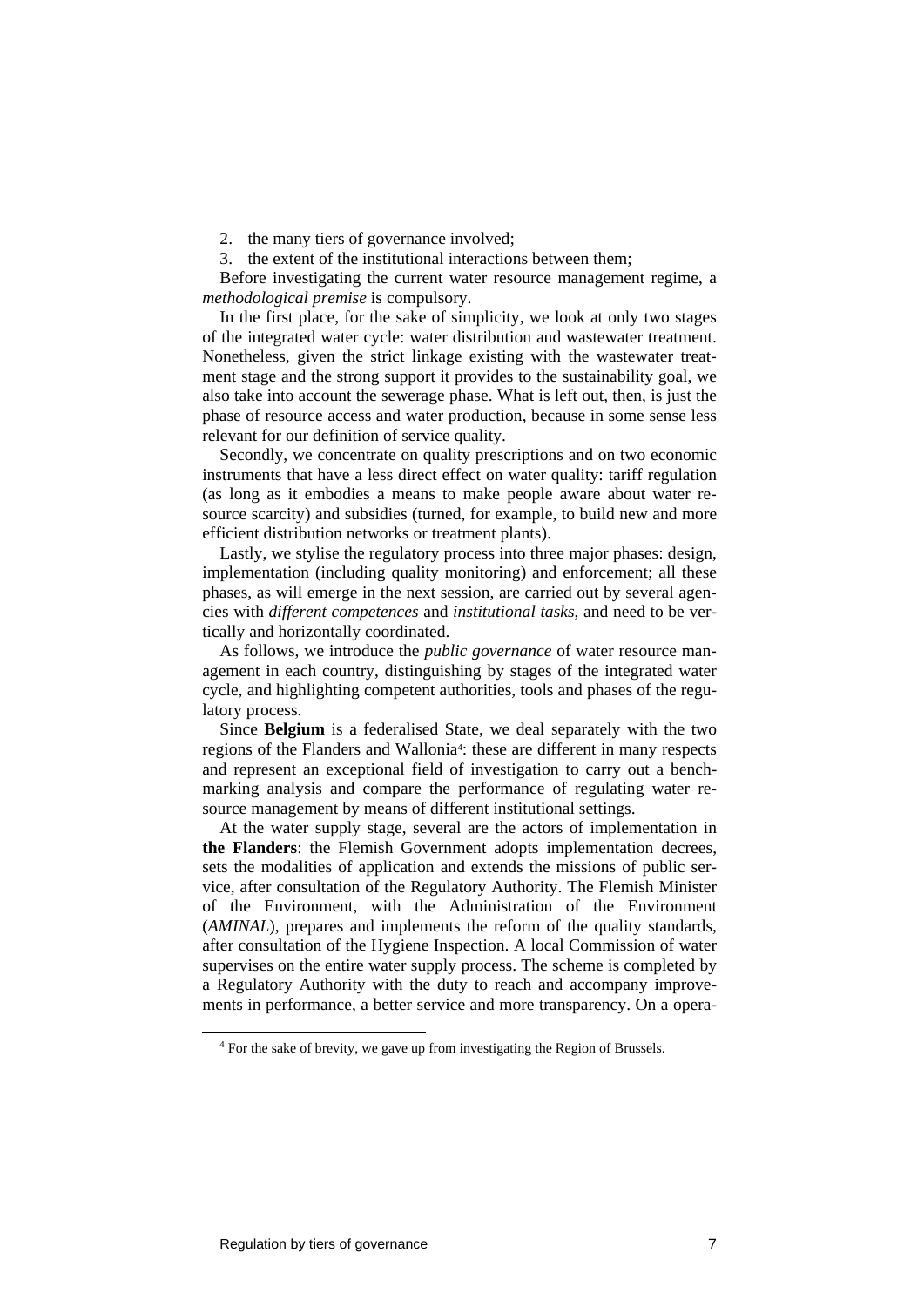2. the many tiers of governance involved;
3. the extent of the institutional interactions between them;

Before investigating the current water resource management regime, a *methodological premise* is compulsory.

In the first place, for the sake of simplicity, we look at only two stages of the integrated water cycle: water distribution and wastewater treatment. Nonetheless, given the strict linkage existing with the wastewater treatment stage and the strong support it provides to the sustainability goal, we also take into account the sewerage phase. What is left out, then, is just the phase of resource access and water production, because in some sense less relevant for our definition of service quality.

Secondly, we concentrate on quality prescriptions and on two economic instruments that have a less direct effect on water quality: tariff regulation (as long as it embodies a means to make people aware about water resource scarcity) and subsidies (turned, for example, to build new and more efficient distribution networks or treatment plants).

Lastly, we stylise the regulatory process into three major phases: design, implementation (including quality monitoring) and enforcement; all these phases, as will emerge in the next session, are carried out by several agencies with *different competences* and *institutional tasks*, and need to be vertically and horizontally coordinated.

As follows, we introduce the *public governance* of water resource management in each country, distinguishing by stages of the integrated water cycle, and highlighting competent authorities, tools and phases of the regulatory process.

Since **Belgium** is a federalised State, we deal separately with the two regions of the Flanders and Wallonia[4]: these are different in many respects and represent an exceptional field of investigation to carry out a benchmarking analysis and compare the performance of regulating water resource management by means of different institutional settings.

At the water supply stage, several are the actors of implementation in **the Flanders**: the Flemish Government adopts implementation decrees, sets the modalities of application and extends the missions of public service, after consultation of the Regulatory Authority. The Flemish Minister of the Environment, with the Administration of the Environment (*AMINAL*), prepares and implements the reform of the quality standards, after consultation of the Hygiene Inspection. A local Commission of water supervises on the entire water supply process. The scheme is completed by a Regulatory Authority with the duty to reach and accompany improvements in performance, a better service and more transparency. On a opera-

[4] For the sake of brevity, we gave up from investigating the Region of Brussels.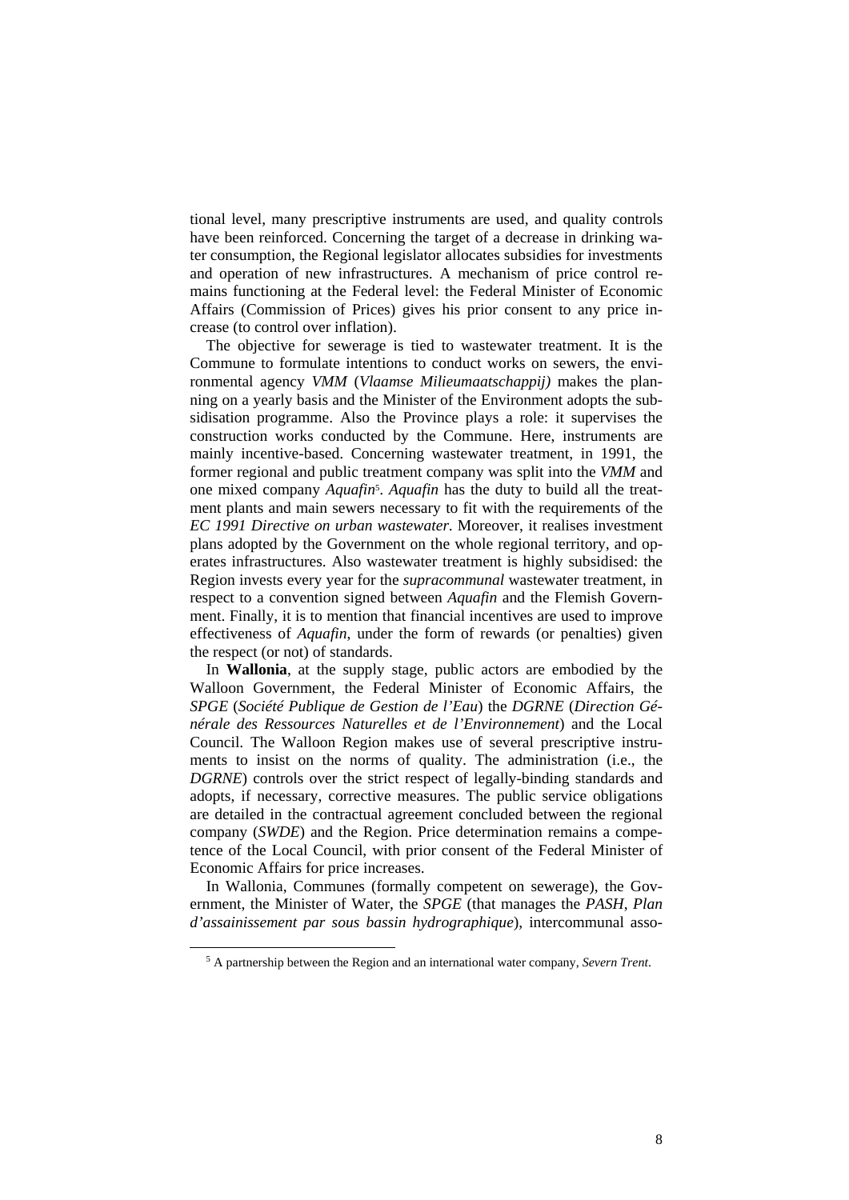tional level, many prescriptive instruments are used, and quality controls have been reinforced. Concerning the target of a decrease in drinking water consumption, the Regional legislator allocates subsidies for investments and operation of new infrastructures. A mechanism of price control remains functioning at the Federal level: the Federal Minister of Economic Affairs (Commission of Prices) gives his prior consent to any price increase (to control over inflation).

The objective for sewerage is tied to wastewater treatment. It is the Commune to formulate intentions to conduct works on sewers, the environmental agency *VMM* (*Vlaamse Milieumaatschappij)* makes the planning on a yearly basis and the Minister of the Environment adopts the subsidisation programme. Also the Province plays a role: it supervises the construction works conducted by the Commune. Here, instruments are mainly incentive-based. Concerning wastewater treatment, in 1991, the former regional and public treatment company was split into the *VMM* and one mixed company *Aquafin*[5]. *Aquafin* has the duty to build all the treatment plants and main sewers necessary to fit with the requirements of the *EC 1991 Directive on urban wastewater*. Moreover, it realises investment plans adopted by the Government on the whole regional territory, and operates infrastructures. Also wastewater treatment is highly subsidised: the Region invests every year for the *supracommunal* wastewater treatment, in respect to a convention signed between *Aquafin* and the Flemish Government. Finally, it is to mention that financial incentives are used to improve effectiveness of *Aquafin*, under the form of rewards (or penalties) given the respect (or not) of standards.

In **Wallonia**, at the supply stage, public actors are embodied by the Walloon Government, the Federal Minister of Economic Affairs, the *SPGE* (*Société Publique de Gestion de l'Eau*) the *DGRNE* (*Direction Générale des Ressources Naturelles et de l'Environnement*) and the Local Council. The Walloon Region makes use of several prescriptive instruments to insist on the norms of quality. The administration (i.e., the *DGRNE*) controls over the strict respect of legally-binding standards and adopts, if necessary, corrective measures. The public service obligations are detailed in the contractual agreement concluded between the regional company (*SWDE*) and the Region. Price determination remains a competence of the Local Council, with prior consent of the Federal Minister of Economic Affairs for price increases.

In Wallonia, Communes (formally competent on sewerage), the Government, the Minister of Water, the *SPGE* (that manages the *PASH*, *Plan d'assainissement par sous bassin hydrographique*), intercommunal asso-

[5] A partnership between the Region and an international water company, *Severn Trent*.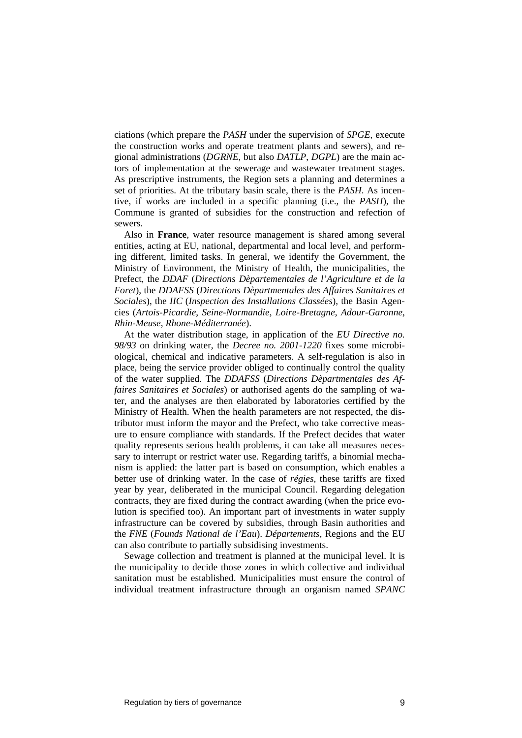ciations (which prepare the *PASH* under the supervision of *SPGE*, execute the construction works and operate treatment plants and sewers), and regional administrations (*DGRNE*, but also *DATLP*, *DGPL*) are the main actors of implementation at the sewerage and wastewater treatment stages. As prescriptive instruments, the Region sets a planning and determines a set of priorities. At the tributary basin scale, there is the *PASH*. As incentive, if works are included in a specific planning (i.e., the *PASH*), the Commune is granted of subsidies for the construction and refection of sewers.

Also in **France**, water resource management is shared among several entities, acting at EU, national, departmental and local level, and performing different, limited tasks. In general, we identify the Government, the Ministry of Environment, the Ministry of Health, the municipalities, the Prefect, the *DDAF* (*Directions Dèpartementales de l'Agriculture et de la Foret*), the *DDAFSS* (*Directions Dèpartmentales des Affaires Sanitaires et Sociales*), the *IIC* (*Inspection des Installations Classées*), the Basin Agencies (*Artois-Picardie*, *Seine-Normandie*, *Loire-Bretagne*, *Adour-Garonne*, *Rhin-Meuse*, *Rhone-Méditerranée*).

At the water distribution stage, in application of the *EU Directive no. 98/93* on drinking water, the *Decree no. 2001-1220* fixes some microbiological, chemical and indicative parameters. A self-regulation is also in place, being the service provider obliged to continually control the quality of the water supplied. The *DDAFSS* (*Directions Dèpartmentales des Affaires Sanitaires et Sociales*) or authorised agents do the sampling of water, and the analyses are then elaborated by laboratories certified by the Ministry of Health. When the health parameters are not respected, the distributor must inform the mayor and the Prefect, who take corrective measure to ensure compliance with standards. If the Prefect decides that water quality represents serious health problems, it can take all measures necessary to interrupt or restrict water use. Regarding tariffs, a binomial mechanism is applied: the latter part is based on consumption, which enables a better use of drinking water. In the case of *régies*, these tariffs are fixed year by year, deliberated in the municipal Council. Regarding delegation contracts, they are fixed during the contract awarding (when the price evolution is specified too). An important part of investments in water supply infrastructure can be covered by subsidies, through Basin authorities and the *FNE* (*Founds National de l'Eau*). *Départements*, Regions and the EU can also contribute to partially subsidising investments.

Sewage collection and treatment is planned at the municipal level. It is the municipality to decide those zones in which collective and individual sanitation must be established. Municipalities must ensure the control of individual treatment infrastructure through an organism named *SPANC*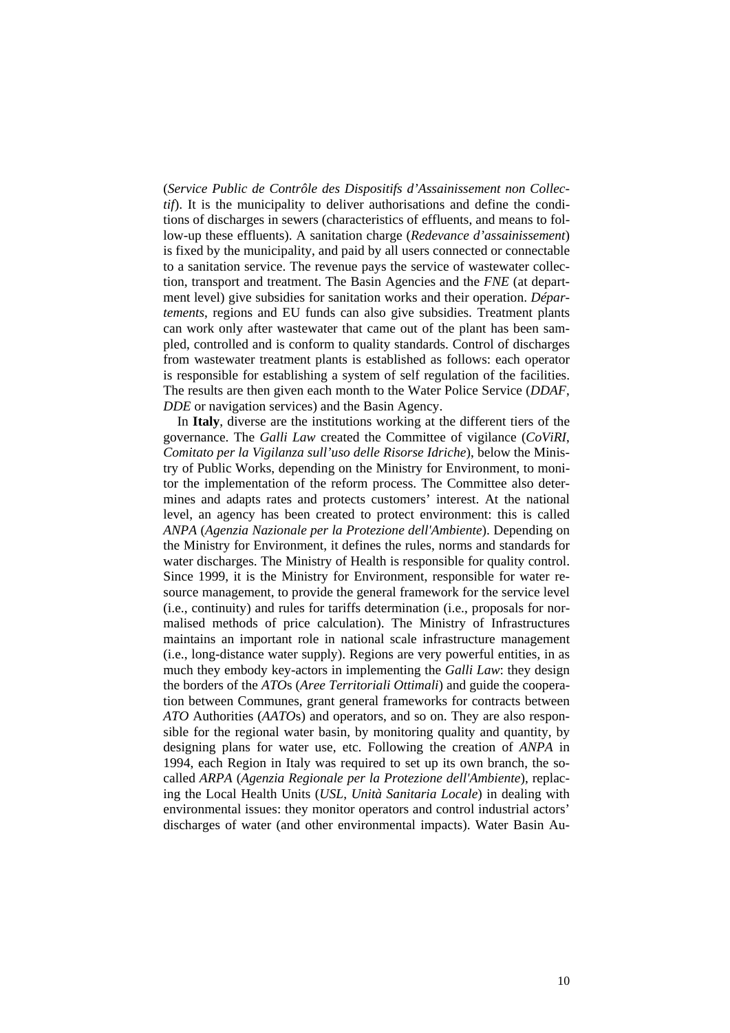(*Service Public de Contrôle des Dispositifs d'Assainissement non Collectif*). It is the municipality to deliver authorisations and define the conditions of discharges in sewers (characteristics of effluents, and means to follow-up these effluents). A sanitation charge (*Redevance d'assainissement*) is fixed by the municipality, and paid by all users connected or connectable to a sanitation service. The revenue pays the service of wastewater collection, transport and treatment. The Basin Agencies and the *FNE* (at department level) give subsidies for sanitation works and their operation. *Départements*, regions and EU funds can also give subsidies. Treatment plants can work only after wastewater that came out of the plant has been sampled, controlled and is conform to quality standards. Control of discharges from wastewater treatment plants is established as follows: each operator is responsible for establishing a system of self regulation of the facilities. The results are then given each month to the Water Police Service (*DDAF*, *DDE* or navigation services) and the Basin Agency.

In **Italy**, diverse are the institutions working at the different tiers of the governance. The *Galli Law* created the Committee of vigilance (*CoViRI*, *Comitato per la Vigilanza sull'uso delle Risorse Idriche*), below the Ministry of Public Works, depending on the Ministry for Environment, to monitor the implementation of the reform process. The Committee also determines and adapts rates and protects customers' interest. At the national level, an agency has been created to protect environment: this is called *ANPA* (*Agenzia Nazionale per la Protezione dell'Ambiente*). Depending on the Ministry for Environment, it defines the rules, norms and standards for water discharges. The Ministry of Health is responsible for quality control. Since 1999, it is the Ministry for Environment, responsible for water resource management, to provide the general framework for the service level (i.e., continuity) and rules for tariffs determination (i.e., proposals for normalised methods of price calculation). The Ministry of Infrastructures maintains an important role in national scale infrastructure management (i.e., long-distance water supply). Regions are very powerful entities, in as much they embody key-actors in implementing the *Galli Law*: they design the borders of the *ATO*s (*Aree Territoriali Ottimali*) and guide the cooperation between Communes, grant general frameworks for contracts between *ATO* Authorities (*AATO*s) and operators, and so on. They are also responsible for the regional water basin, by monitoring quality and quantity, by designing plans for water use, etc. Following the creation of *ANPA* in 1994, each Region in Italy was required to set up its own branch, the so-called *ARPA* (*Agenzia Regionale per la Protezione dell'Ambiente*), replacing the Local Health Units (*USL*, *Unità Sanitaria Locale*) in dealing with environmental issues: they monitor operators and control industrial actors' discharges of water (and other environmental impacts). Water Basin Au-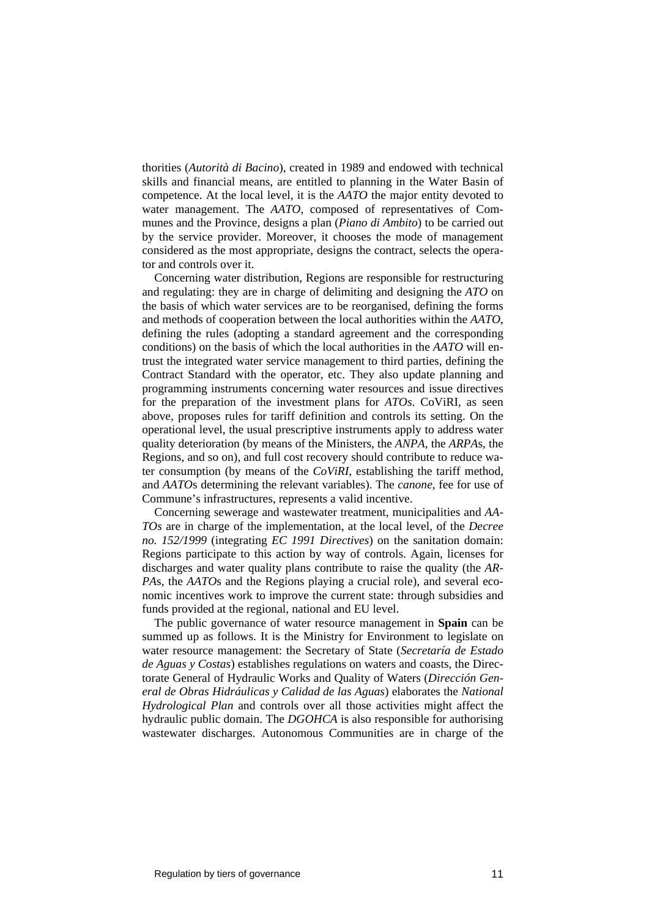thorities (*Autorità di Bacino*), created in 1989 and endowed with technical skills and financial means, are entitled to planning in the Water Basin of competence. At the local level, it is the *AATO* the major entity devoted to water management. The *AATO*, composed of representatives of Communes and the Province, designs a plan (*Piano di Ambito*) to be carried out by the service provider. Moreover, it chooses the mode of management considered as the most appropriate, designs the contract, selects the operator and controls over it.

Concerning water distribution, Regions are responsible for restructuring and regulating: they are in charge of delimiting and designing the *ATO* on the basis of which water services are to be reorganised, defining the forms and methods of cooperation between the local authorities within the *AATO*, defining the rules (adopting a standard agreement and the corresponding conditions) on the basis of which the local authorities in the *AATO* will entrust the integrated water service management to third parties, defining the Contract Standard with the operator, etc. They also update planning and programming instruments concerning water resources and issue directives for the preparation of the investment plans for *ATOs*. CoViRI, as seen above, proposes rules for tariff definition and controls its setting. On the operational level, the usual prescriptive instruments apply to address water quality deterioration (by means of the Ministers, the *ANPA*, the *ARPA*s, the Regions, and so on), and full cost recovery should contribute to reduce water consumption (by means of the *CoViRI*, establishing the tariff method, and *AATO*s determining the relevant variables). The *canone*, fee for use of Commune's infrastructures, represents a valid incentive.

Concerning sewerage and wastewater treatment, municipalities and *AATOs* are in charge of the implementation, at the local level, of the *Decree no. 152/1999* (integrating *EC 1991 Directives*) on the sanitation domain: Regions participate to this action by way of controls. Again, licenses for discharges and water quality plans contribute to raise the quality (the *ARPA*s, the *AATO*s and the Regions playing a crucial role), and several economic incentives work to improve the current state: through subsidies and funds provided at the regional, national and EU level.

The public governance of water resource management in **Spain** can be summed up as follows. It is the Ministry for Environment to legislate on water resource management: the Secretary of State (*Secretaría de Estado de Aguas y Costas*) establishes regulations on waters and coasts, the Directorate General of Hydraulic Works and Quality of Waters (*Dirección General de Obras Hidráulicas y Calidad de las Aguas*) elaborates the *National Hydrological Plan* and controls over all those activities might affect the hydraulic public domain. The *DGOHCA* is also responsible for authorising wastewater discharges. Autonomous Communities are in charge of the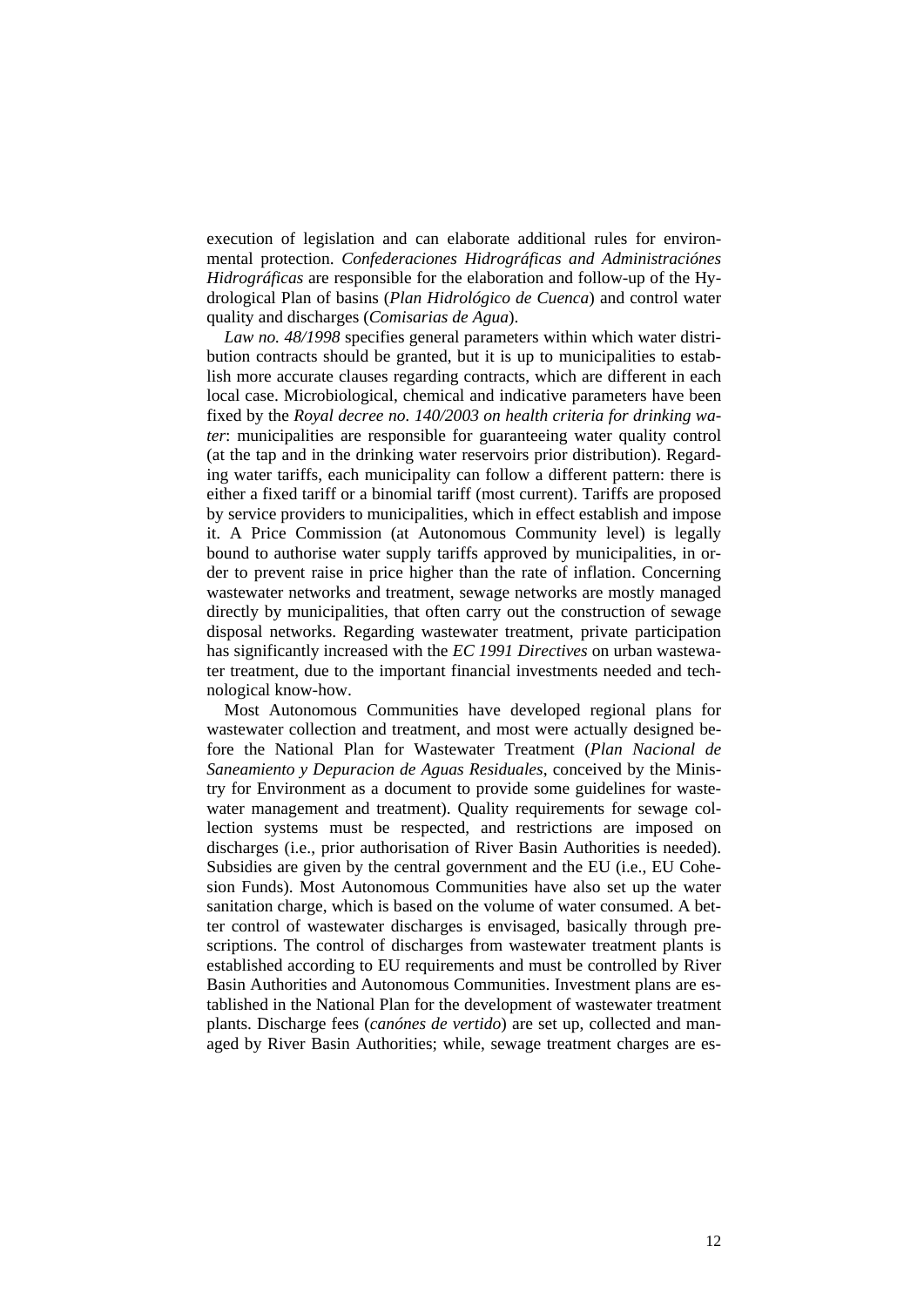execution of legislation and can elaborate additional rules for environmental protection. *Confederaciones Hidrográficas and Administraciónes Hidrográficas* are responsible for the elaboration and follow-up of the Hydrological Plan of basins (*Plan Hidrológico de Cuenca*) and control water quality and discharges (*Comisarias de Agua*).

*Law no. 48/1998* specifies general parameters within which water distribution contracts should be granted, but it is up to municipalities to establish more accurate clauses regarding contracts, which are different in each local case. Microbiological, chemical and indicative parameters have been fixed by the *Royal decree no. 140/2003 on health criteria for drinking water*: municipalities are responsible for guaranteeing water quality control (at the tap and in the drinking water reservoirs prior distribution). Regarding water tariffs, each municipality can follow a different pattern: there is either a fixed tariff or a binomial tariff (most current). Tariffs are proposed by service providers to municipalities, which in effect establish and impose it. A Price Commission (at Autonomous Community level) is legally bound to authorise water supply tariffs approved by municipalities, in order to prevent raise in price higher than the rate of inflation. Concerning wastewater networks and treatment, sewage networks are mostly managed directly by municipalities, that often carry out the construction of sewage disposal networks. Regarding wastewater treatment, private participation has significantly increased with the *EC 1991 Directives* on urban wastewater treatment, due to the important financial investments needed and technological know-how.

Most Autonomous Communities have developed regional plans for wastewater collection and treatment, and most were actually designed before the National Plan for Wastewater Treatment (*Plan Nacional de Saneamiento y Depuracion de Aguas Residuales*, conceived by the Ministry for Environment as a document to provide some guidelines for wastewater management and treatment). Quality requirements for sewage collection systems must be respected, and restrictions are imposed on discharges (i.e., prior authorisation of River Basin Authorities is needed). Subsidies are given by the central government and the EU (i.e., EU Cohesion Funds). Most Autonomous Communities have also set up the water sanitation charge, which is based on the volume of water consumed. A better control of wastewater discharges is envisaged, basically through prescriptions. The control of discharges from wastewater treatment plants is established according to EU requirements and must be controlled by River Basin Authorities and Autonomous Communities. Investment plans are established in the National Plan for the development of wastewater treatment plants. Discharge fees (*canónes de vertido*) are set up, collected and managed by River Basin Authorities; while, sewage treatment charges are es-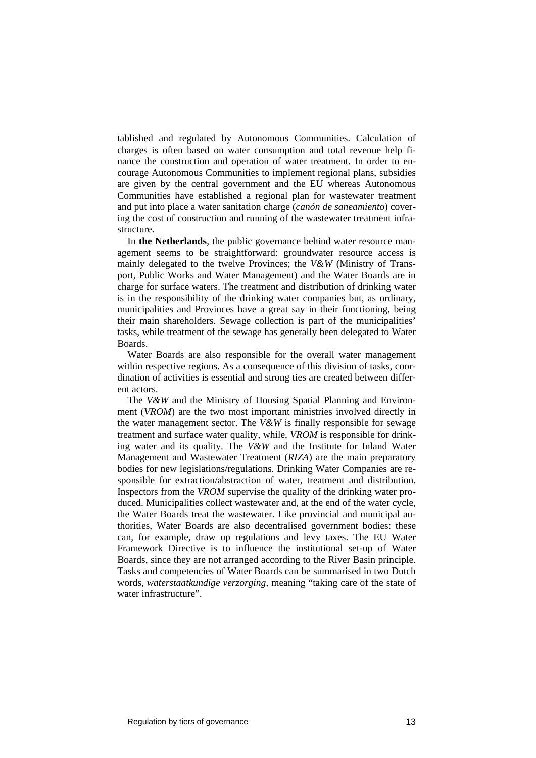tablished and regulated by Autonomous Communities. Calculation of charges is often based on water consumption and total revenue help finance the construction and operation of water treatment. In order to encourage Autonomous Communities to implement regional plans, subsidies are given by the central government and the EU whereas Autonomous Communities have established a regional plan for wastewater treatment and put into place a water sanitation charge (*canón de saneamiento*) covering the cost of construction and running of the wastewater treatment infrastructure.

In **the Netherlands**, the public governance behind water resource management seems to be straightforward: groundwater resource access is mainly delegated to the twelve Provinces; the *V&W* (Ministry of Transport, Public Works and Water Management) and the Water Boards are in charge for surface waters. The treatment and distribution of drinking water is in the responsibility of the drinking water companies but, as ordinary, municipalities and Provinces have a great say in their functioning, being their main shareholders. Sewage collection is part of the municipalities' tasks, while treatment of the sewage has generally been delegated to Water Boards.

Water Boards are also responsible for the overall water management within respective regions. As a consequence of this division of tasks, coordination of activities is essential and strong ties are created between different actors.

The *V&W* and the Ministry of Housing Spatial Planning and Environment (*VROM*) are the two most important ministries involved directly in the water management sector. The *V&W* is finally responsible for sewage treatment and surface water quality, while, *VROM* is responsible for drinking water and its quality. The *V&W* and the Institute for Inland Water Management and Wastewater Treatment (*RIZA*) are the main preparatory bodies for new legislations/regulations. Drinking Water Companies are responsible for extraction/abstraction of water, treatment and distribution. Inspectors from the *VROM* supervise the quality of the drinking water produced. Municipalities collect wastewater and, at the end of the water cycle, the Water Boards treat the wastewater. Like provincial and municipal authorities, Water Boards are also decentralised government bodies: these can, for example, draw up regulations and levy taxes. The EU Water Framework Directive is to influence the institutional set-up of Water Boards, since they are not arranged according to the River Basin principle. Tasks and competencies of Water Boards can be summarised in two Dutch words, *waterstaatkundige verzorging*, meaning "taking care of the state of water infrastructure".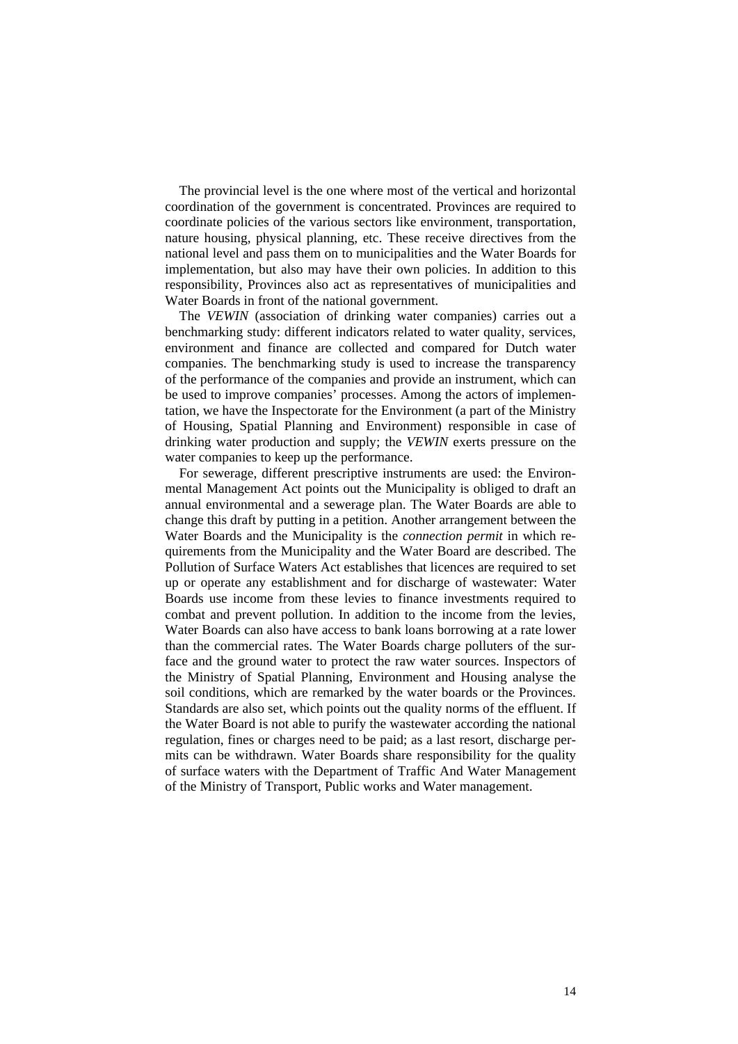The provincial level is the one where most of the vertical and horizontal coordination of the government is concentrated. Provinces are required to coordinate policies of the various sectors like environment, transportation, nature housing, physical planning, etc. These receive directives from the national level and pass them on to municipalities and the Water Boards for implementation, but also may have their own policies. In addition to this responsibility, Provinces also act as representatives of municipalities and Water Boards in front of the national government.

The *VEWIN* (association of drinking water companies) carries out a benchmarking study: different indicators related to water quality, services, environment and finance are collected and compared for Dutch water companies. The benchmarking study is used to increase the transparency of the performance of the companies and provide an instrument, which can be used to improve companies' processes. Among the actors of implementation, we have the Inspectorate for the Environment (a part of the Ministry of Housing, Spatial Planning and Environment) responsible in case of drinking water production and supply; the *VEWIN* exerts pressure on the water companies to keep up the performance.

For sewerage, different prescriptive instruments are used: the Environmental Management Act points out the Municipality is obliged to draft an annual environmental and a sewerage plan. The Water Boards are able to change this draft by putting in a petition. Another arrangement between the Water Boards and the Municipality is the *connection permit* in which requirements from the Municipality and the Water Board are described. The Pollution of Surface Waters Act establishes that licences are required to set up or operate any establishment and for discharge of wastewater: Water Boards use income from these levies to finance investments required to combat and prevent pollution. In addition to the income from the levies, Water Boards can also have access to bank loans borrowing at a rate lower than the commercial rates. The Water Boards charge polluters of the surface and the ground water to protect the raw water sources. Inspectors of the Ministry of Spatial Planning, Environment and Housing analyse the soil conditions, which are remarked by the water boards or the Provinces. Standards are also set, which points out the quality norms of the effluent. If the Water Board is not able to purify the wastewater according the national regulation, fines or charges need to be paid; as a last resort, discharge permits can be withdrawn. Water Boards share responsibility for the quality of surface waters with the Department of Traffic And Water Management of the Ministry of Transport, Public works and Water management.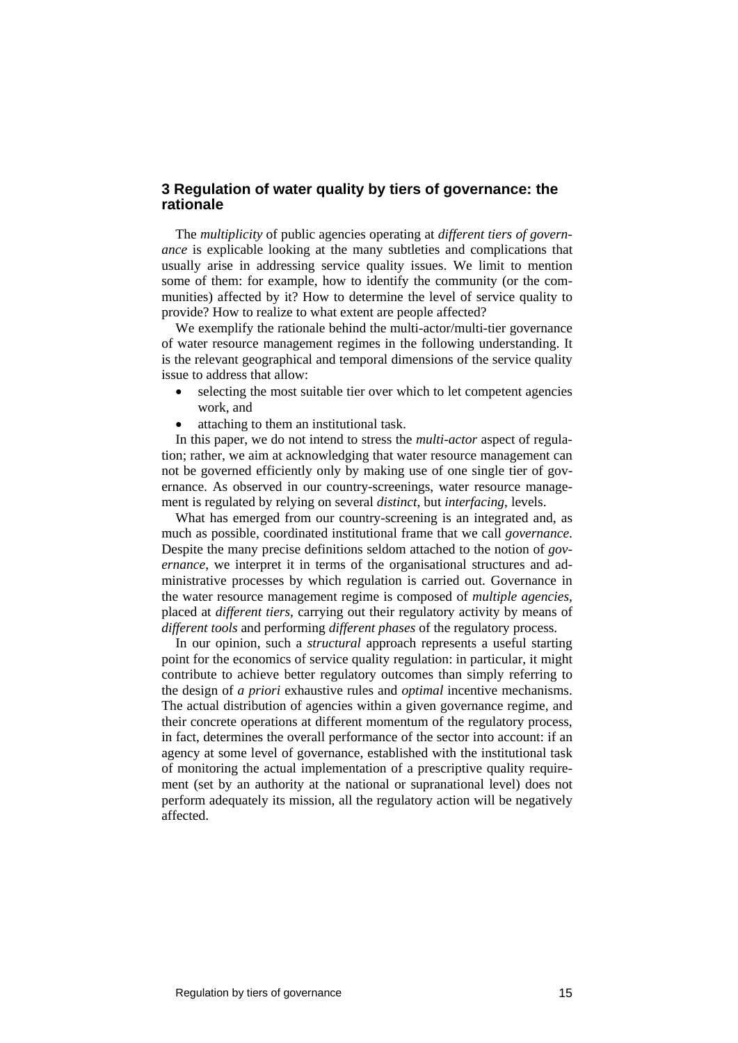## 3 Regulation of water quality by tiers of governance: the rationale

The *multiplicity* of public agencies operating at *different tiers of governance* is explicable looking at the many subtleties and complications that usually arise in addressing service quality issues. We limit to mention some of them: for example, how to identify the community (or the communities) affected by it? How to determine the level of service quality to provide? How to realize to what extent are people affected?

We exemplify the rationale behind the multi-actor/multi-tier governance of water resource management regimes in the following understanding. It is the relevant geographical and temporal dimensions of the service quality issue to address that allow:

- selecting the most suitable tier over which to let competent agencies work, and
- attaching to them an institutional task.

In this paper, we do not intend to stress the *multi-actor* aspect of regulation; rather, we aim at acknowledging that water resource management can not be governed efficiently only by making use of one single tier of governance. As observed in our country-screenings, water resource management is regulated by relying on several *distinct*, but *interfacing*, levels.

What has emerged from our country-screening is an integrated and, as much as possible, coordinated institutional frame that we call *governance*. Despite the many precise definitions seldom attached to the notion of *governance*, we interpret it in terms of the organisational structures and administrative processes by which regulation is carried out. Governance in the water resource management regime is composed of *multiple agencies*, placed at *different tiers*, carrying out their regulatory activity by means of *different tools* and performing *different phases* of the regulatory process.

In our opinion, such a *structural* approach represents a useful starting point for the economics of service quality regulation: in particular, it might contribute to achieve better regulatory outcomes than simply referring to the design of *a priori* exhaustive rules and *optimal* incentive mechanisms. The actual distribution of agencies within a given governance regime, and their concrete operations at different momentum of the regulatory process, in fact, determines the overall performance of the sector into account: if an agency at some level of governance, established with the institutional task of monitoring the actual implementation of a prescriptive quality requirement (set by an authority at the national or supranational level) does not perform adequately its mission, all the regulatory action will be negatively affected.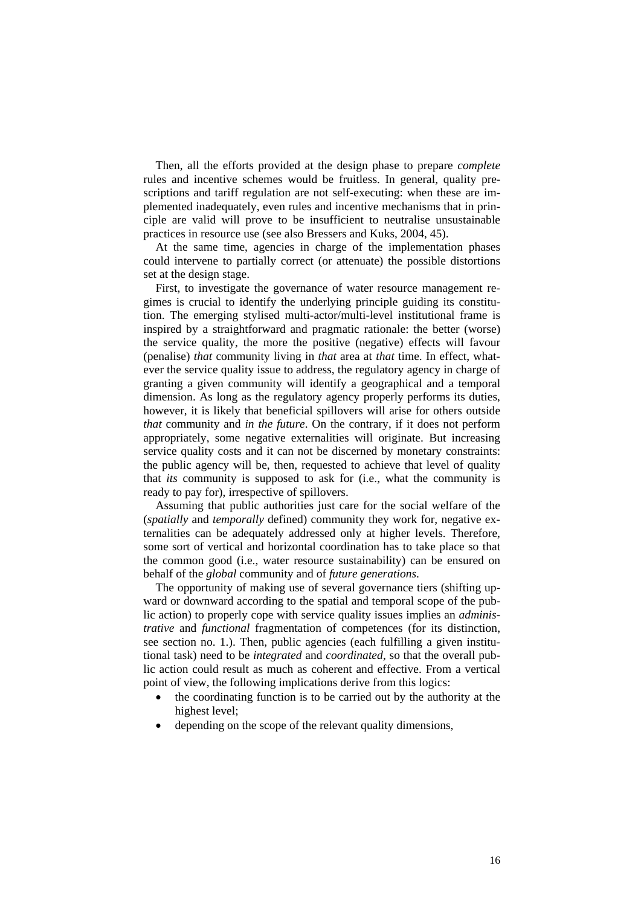Then, all the efforts provided at the design phase to prepare *complete* rules and incentive schemes would be fruitless. In general, quality prescriptions and tariff regulation are not self-executing: when these are implemented inadequately, even rules and incentive mechanisms that in principle are valid will prove to be insufficient to neutralise unsustainable practices in resource use (see also Bressers and Kuks, 2004, 45).

At the same time, agencies in charge of the implementation phases could intervene to partially correct (or attenuate) the possible distortions set at the design stage.

First, to investigate the governance of water resource management regimes is crucial to identify the underlying principle guiding its constitution. The emerging stylised multi-actor/multi-level institutional frame is inspired by a straightforward and pragmatic rationale: the better (worse) the service quality, the more the positive (negative) effects will favour (penalise) *that* community living in *that* area at *that* time. In effect, whatever the service quality issue to address, the regulatory agency in charge of granting a given community will identify a geographical and a temporal dimension. As long as the regulatory agency properly performs its duties, however, it is likely that beneficial spillovers will arise for others outside *that* community and *in the future*. On the contrary, if it does not perform appropriately, some negative externalities will originate. But increasing service quality costs and it can not be discerned by monetary constraints: the public agency will be, then, requested to achieve that level of quality that *its* community is supposed to ask for (i.e., what the community is ready to pay for), irrespective of spillovers.

Assuming that public authorities just care for the social welfare of the (*spatially* and *temporally* defined) community they work for, negative externalities can be adequately addressed only at higher levels. Therefore, some sort of vertical and horizontal coordination has to take place so that the common good (i.e., water resource sustainability) can be ensured on behalf of the *global* community and of *future generations*.

The opportunity of making use of several governance tiers (shifting upward or downward according to the spatial and temporal scope of the public action) to properly cope with service quality issues implies an *administrative* and *functional* fragmentation of competences (for its distinction, see section no. 1.). Then, public agencies (each fulfilling a given institutional task) need to be *integrated* and *coordinated*, so that the overall public action could result as much as coherent and effective. From a vertical point of view, the following implications derive from this logics:

- the coordinating function is to be carried out by the authority at the highest level;
- depending on the scope of the relevant quality dimensions,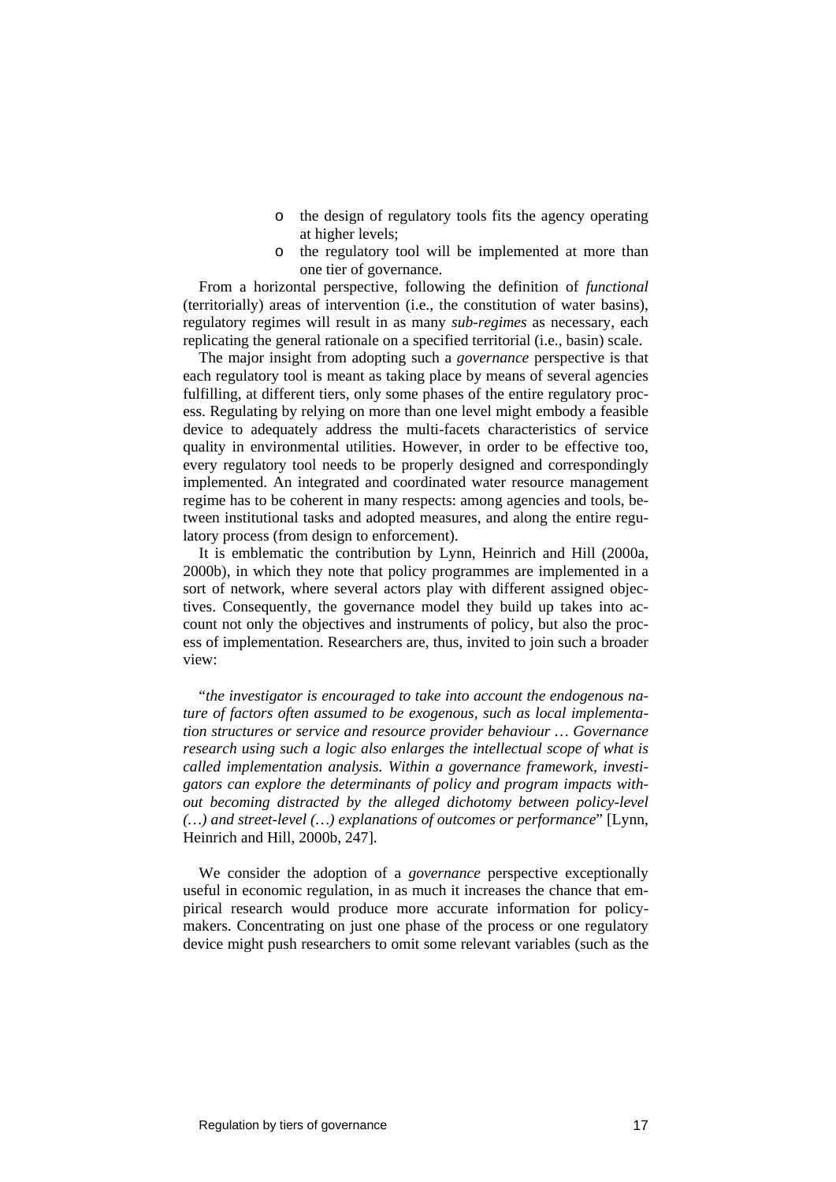- the design of regulatory tools fits the agency operating at higher levels;
- the regulatory tool will be implemented at more than one tier of governance.

From a horizontal perspective, following the definition of *functional* (territorially) areas of intervention (i.e., the constitution of water basins), regulatory regimes will result in as many *sub-regimes* as necessary, each replicating the general rationale on a specified territorial (i.e., basin) scale.

The major insight from adopting such a *governance* perspective is that each regulatory tool is meant as taking place by means of several agencies fulfilling, at different tiers, only some phases of the entire regulatory process. Regulating by relying on more than one level might embody a feasible device to adequately address the multi-facets characteristics of service quality in environmental utilities. However, in order to be effective too, every regulatory tool needs to be properly designed and correspondingly implemented. An integrated and coordinated water resource management regime has to be coherent in many respects: among agencies and tools, between institutional tasks and adopted measures, and along the entire regulatory process (from design to enforcement).

It is emblematic the contribution by Lynn, Heinrich and Hill (2000a, 2000b), in which they note that policy programmes are implemented in a sort of network, where several actors play with different assigned objectives. Consequently, the governance model they build up takes into account not only the objectives and instruments of policy, but also the process of implementation. Researchers are, thus, invited to join such a broader view:

"*the investigator is encouraged to take into account the endogenous nature of factors often assumed to be exogenous, such as local implementation structures or service and resource provider behaviour … Governance research using such a logic also enlarges the intellectual scope of what is called implementation analysis. Within a governance framework, investigators can explore the determinants of policy and program impacts without becoming distracted by the alleged dichotomy between policy-level (…) and street-level (…) explanations of outcomes or performance*" [Lynn, Heinrich and Hill, 2000b, 247].

We consider the adoption of a *governance* perspective exceptionally useful in economic regulation, in as much it increases the chance that empirical research would produce more accurate information for policymakers. Concentrating on just one phase of the process or one regulatory device might push researchers to omit some relevant variables (such as the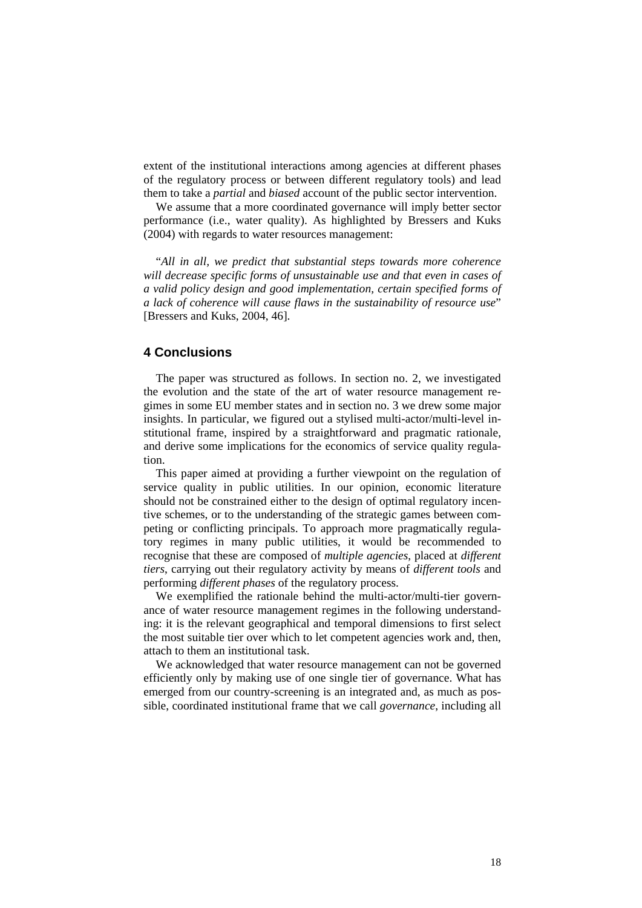extent of the institutional interactions among agencies at different phases of the regulatory process or between different regulatory tools) and lead them to take a *partial* and *biased* account of the public sector intervention.

We assume that a more coordinated governance will imply better sector performance (i.e., water quality). As highlighted by Bressers and Kuks (2004) with regards to water resources management:

"*All in all, we predict that substantial steps towards more coherence will decrease specific forms of unsustainable use and that even in cases of a valid policy design and good implementation, certain specified forms of a lack of coherence will cause flaws in the sustainability of resource use*" [Bressers and Kuks, 2004, 46].

## 4 Conclusions

The paper was structured as follows. In section no. 2, we investigated the evolution and the state of the art of water resource management regimes in some EU member states and in section no. 3 we drew some major insights. In particular, we figured out a stylised multi-actor/multi-level institutional frame, inspired by a straightforward and pragmatic rationale, and derive some implications for the economics of service quality regulation.

This paper aimed at providing a further viewpoint on the regulation of service quality in public utilities. In our opinion, economic literature should not be constrained either to the design of optimal regulatory incentive schemes, or to the understanding of the strategic games between competing or conflicting principals. To approach more pragmatically regulatory regimes in many public utilities, it would be recommended to recognise that these are composed of *multiple agencies*, placed at *different tiers*, carrying out their regulatory activity by means of *different tools* and performing *different phases* of the regulatory process.

We exemplified the rationale behind the multi-actor/multi-tier governance of water resource management regimes in the following understanding: it is the relevant geographical and temporal dimensions to first select the most suitable tier over which to let competent agencies work and, then, attach to them an institutional task.

We acknowledged that water resource management can not be governed efficiently only by making use of one single tier of governance. What has emerged from our country-screening is an integrated and, as much as possible, coordinated institutional frame that we call *governance*, including all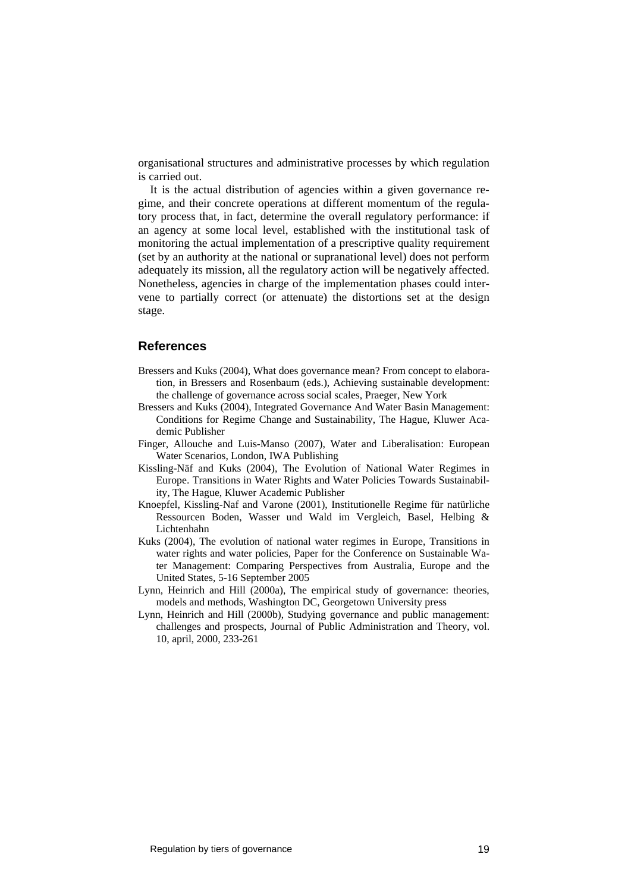organisational structures and administrative processes by which regulation is carried out.

It is the actual distribution of agencies within a given governance regime, and their concrete operations at different momentum of the regulatory process that, in fact, determine the overall regulatory performance: if an agency at some local level, established with the institutional task of monitoring the actual implementation of a prescriptive quality requirement (set by an authority at the national or supranational level) does not perform adequately its mission, all the regulatory action will be negatively affected. Nonetheless, agencies in charge of the implementation phases could intervene to partially correct (or attenuate) the distortions set at the design stage.

## References

Bressers and Kuks (2004), What does governance mean? From concept to elaboration, in Bressers and Rosenbaum (eds.), Achieving sustainable development: the challenge of governance across social scales, Praeger, New York

Bressers and Kuks (2004), Integrated Governance And Water Basin Management: Conditions for Regime Change and Sustainability, The Hague, Kluwer Academic Publisher

Finger, Allouche and Luis-Manso (2007), Water and Liberalisation: European Water Scenarios, London, IWA Publishing

Kissling-Näf and Kuks (2004), The Evolution of National Water Regimes in Europe. Transitions in Water Rights and Water Policies Towards Sustainability, The Hague, Kluwer Academic Publisher

Knoepfel, Kissling-Naf and Varone (2001), Institutionelle Regime für natürliche Ressourcen Boden, Wasser und Wald im Vergleich, Basel, Helbing & Lichtenhahn

Kuks (2004), The evolution of national water regimes in Europe, Transitions in water rights and water policies, Paper for the Conference on Sustainable Water Management: Comparing Perspectives from Australia, Europe and the United States, 5-16 September 2005

Lynn, Heinrich and Hill (2000a), The empirical study of governance: theories, models and methods, Washington DC, Georgetown University press

Lynn, Heinrich and Hill (2000b), Studying governance and public management: challenges and prospects, Journal of Public Administration and Theory, vol. 10, april, 2000, 233-261